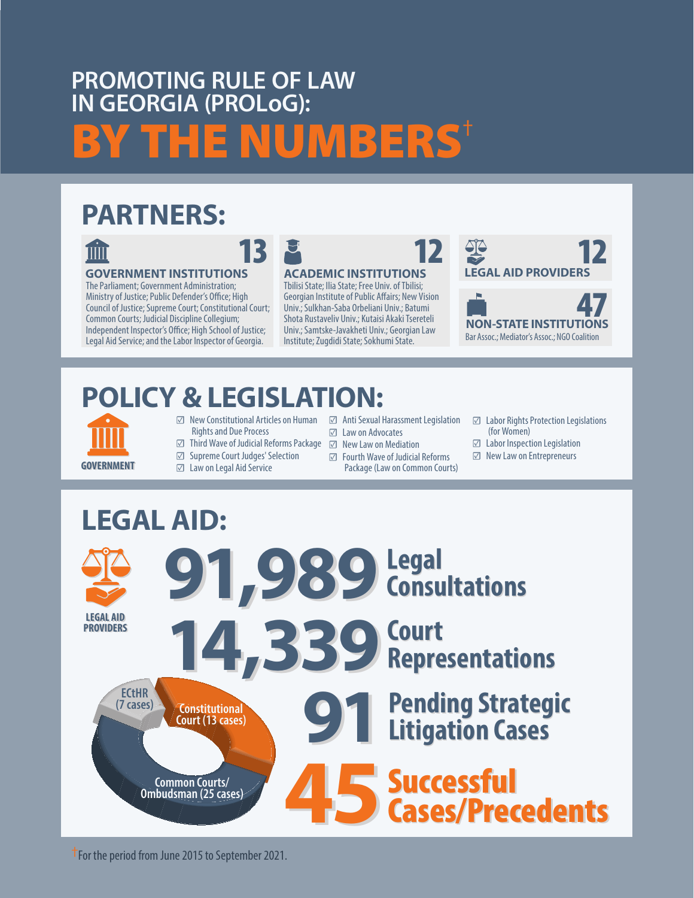# PROMOTING RULE OF LAW IN GEORGIA (PROLoG): BY THE NUMBERS†

## PARTNERS:

**13 GOVERNMENT INSTITUTIONS**

The Parliament; Government Administration; Ministry of Justice; Public Defender's Office; High Council of Justice; Supreme Court; Constitutional Court; Common Courts; Judicial Discipline Collegium; Independent Inspector's Office; High School of Justice; Legal Aid Service; and the Labor Inspector of Georgia.

**12 ACADEMIC INSTITUTIONS**

Tbilisi State; Ilia State; Free Univ. of Tbilisi; Georgian Institute of Public Affairs; New Vision Univ.; Sulkhan-Saba Orbeliani Univ.; Batumi Shota Rustaveliv Univ.; Kutaisi Akaki Tsereteli Univ.; Samtske-Javakheti Univ.; Georgian Law Institute; Zugdidi State; Sokhumi State.

**12 LEGAL AID PROVIDERS**

**47 NON-STATE INSTITUTIONS**

Bar Assoc.; Mediator's Assoc.; NGO Coalition

## POLICY & LEGISLATION:

GOVERNMENT

- ☑ New Constitutional Articles on Human Rights and Due Process
- ☑ Third Wave of Judicial Reforms Package
- ☑ Supreme Court Judges' Selection
- ☑ Law on Legal Aid Service
- ☑ Anti Sexual Harassment Legislation
- ☑ Law on Advocates
- ☑ New Law on Mediation
- ☑ Fourth Wave of Judicial Reforms Package (Law on Common Courts)
- ☑ Labor Rights Protection Legislations (for Women)
- ☑ Labor Inspection Legislation
- ☑ New Law on Entrepreneurs

## LEGAL AID:

LEGAL AID PROVIDERS

**91,989** Legal Consultations

**14,339** Court Representations

**91** Pending Strategic Litigation Cases

- ECtHR (7 cases)
- Constitutional Court (13 cases)
- Common Courts/ Ombudsman (25 cases)

**45** Successful Cases/Precedents

† For the period from June 2015 to September 2021.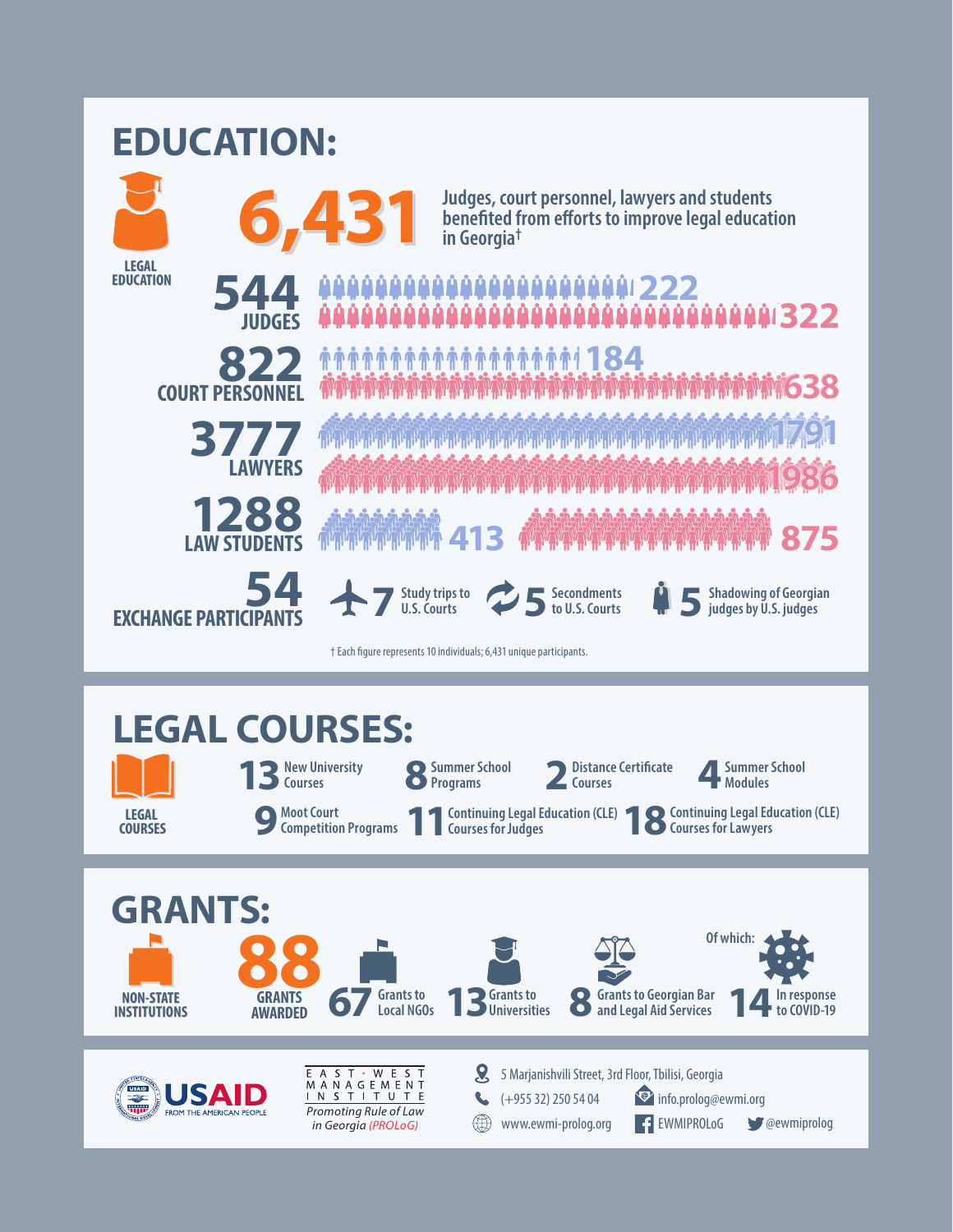# EDUCATION:

LEGAL EDUCATION

**6,431** Judges, court personnel, lawyers and students benefited from efforts to improve legal education in Georgia†

**544** JUDGES
222
322

**822** COURT PERSONNEL
184
638

**3777** LAWYERS
1791
1986

**1288** LAW STUDENTS
413
875

**54** EXCHANGE PARTICIPANTS

- **7** Study trips to U.S. Courts
- **5** Secondments to U.S. Courts
- **5** Shadowing of Georgian judges by U.S. judges

† Each figure represents 10 individuals; 6,431 unique participants.

# LEGAL COURSES:

LEGAL COURSES

- **13** New University Courses
- **8** Summer School Programs
- **2** Distance Certificate Courses
- **4** Summer School Modules
- **9** Moot Court Competition Programs
- **11** Continuing Legal Education (CLE) Courses for Judges
- **18** Continuing Legal Education (CLE) Courses for Lawyers

# GRANTS:

NON-STATE INSTITUTIONS

**88** GRANTS AWARDED

- **67** Grants to Local NGOs
- **13** Grants to Universities
- **8** Grants to Georgian Bar and Legal Aid Services

Of which:

- **14** In response to COVID-19

USAID FROM THE AMERICAN PEOPLE

EAST · WEST MANAGEMENT INSTITUTE
*Promoting Rule of Law in Georgia (PROLoG)*

5 Marjanishvili Street, 3rd Floor, Tbilisi, Georgia
(+955 32) 250 54 04
info.prolog@ewmi.org
www.ewmi-prolog.org
EWMIPROLoG
@ewmiprolog